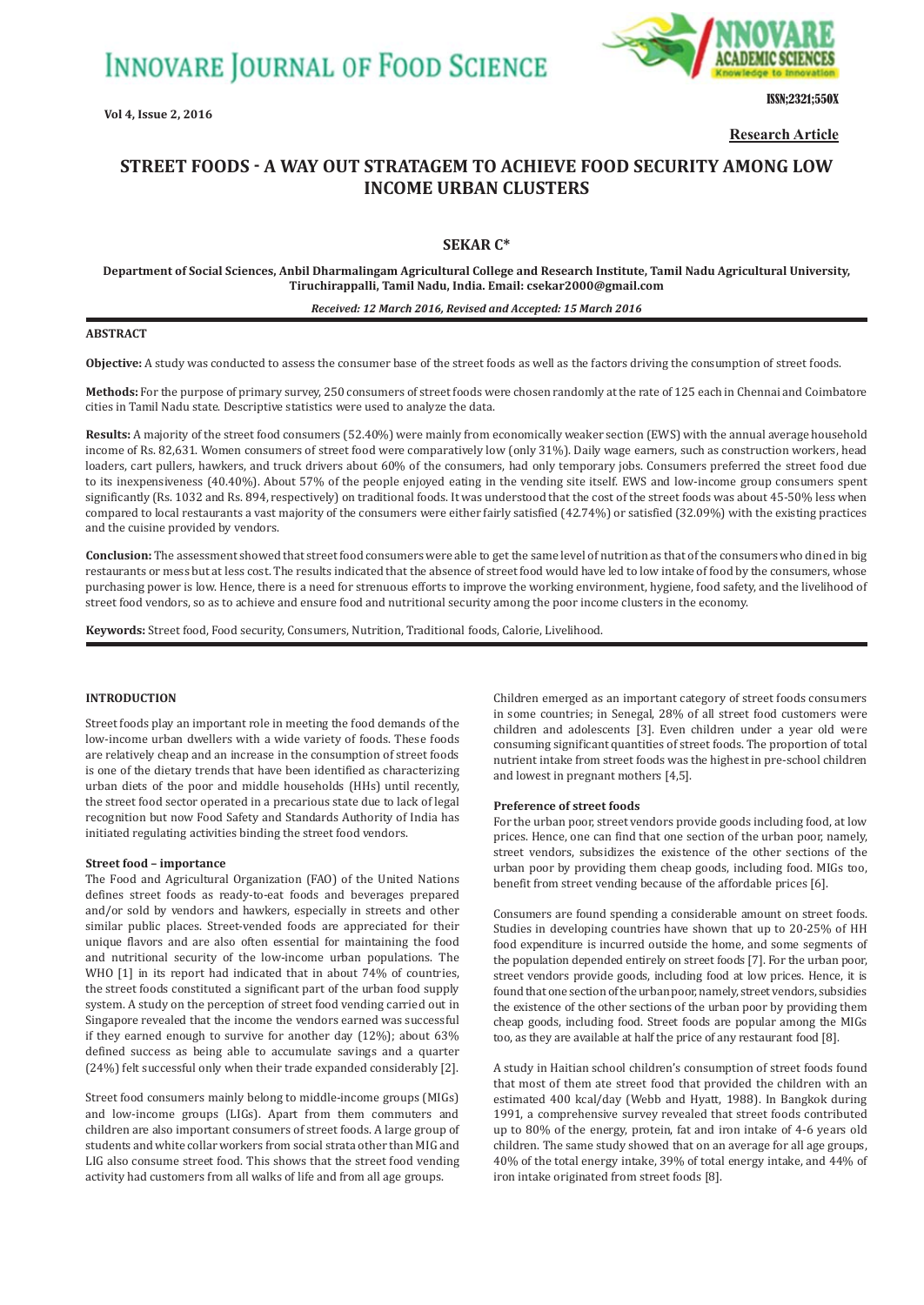# STREET FOODS - A WAY OUT STRATAGEM TO ACHIEVE FOOD SECURITY AMONG LOW INCOME URBAN CLUSTERS

**Research Article**

**SEKAR C***

**Department of Social Sciences, Anbil Dharmalingam Agricultural College and Research Institute, Tamil Nadu Agricultural University, Tiruchirappalli, Tamil Nadu, India. Email: csekar2000@gmail.com**

***Received: 12 March 2016, Revised and Accepted: 15 March 2016***

## ABSTRACT

**Objective:** A study was conducted to assess the consumer base of the street foods as well as the factors driving the consumption of street foods.

**Methods:** For the purpose of primary survey, 250 consumers of street foods were chosen randomly at the rate of 125 each in Chennai and Coimbatore cities in Tamil Nadu state. Descriptive statistics were used to analyze the data.

**Results:** A majority of the street food consumers (52.40%) were mainly from economically weaker section (EWS) with the annual average household income of Rs. 82,631. Women consumers of street food were comparatively low (only 31%). Daily wage earners, such as construction workers, head loaders, cart pullers, hawkers, and truck drivers about 60% of the consumers, had only temporary jobs. Consumers preferred the street food due to its inexpensiveness (40.40%). About 57% of the people enjoyed eating in the vending site itself. EWS and low-income group consumers spent significantly (Rs. 1032 and Rs. 894, respectively) on traditional foods. It was understood that the cost of the street foods was about 45-50% less when compared to local restaurants a vast majority of the consumers were either fairly satisfied (42.74%) or satisfied (32.09%) with the existing practices and the cuisine provided by vendors.

**Conclusion:** The assessment showed that street food consumers were able to get the same level of nutrition as that of the consumers who dined in big restaurants or mess but at less cost. The results indicated that the absence of street food would have led to low intake of food by the consumers, whose purchasing power is low. Hence, there is a need for strenuous efforts to improve the working environment, hygiene, food safety, and the livelihood of street food vendors, so as to achieve and ensure food and nutritional security among the poor income clusters in the economy.

**Keywords:** Street food, Food security, Consumers, Nutrition, Traditional foods, Calorie, Livelihood.

## INTRODUCTION

Street foods play an important role in meeting the food demands of the low-income urban dwellers with a wide variety of foods. These foods are relatively cheap and an increase in the consumption of street foods is one of the dietary trends that have been identified as characterizing urban diets of the poor and middle households (HHs) until recently, the street food sector operated in a precarious state due to lack of legal recognition but now Food Safety and Standards Authority of India has initiated regulating activities binding the street food vendors.

### Street food – importance

The Food and Agricultural Organization (FAO) of the United Nations defines street foods as ready-to-eat foods and beverages prepared and/or sold by vendors and hawkers, especially in streets and other similar public places. Street-vended foods are appreciated for their unique flavors and are also often essential for maintaining the food and nutritional security of the low-income urban populations. The WHO [1] in its report had indicated that in about 74% of countries, the street foods constituted a significant part of the urban food supply system. A study on the perception of street food vending carried out in Singapore revealed that the income the vendors earned was successful if they earned enough to survive for another day (12%); about 63% defined success as being able to accumulate savings and a quarter (24%) felt successful only when their trade expanded considerably [2].

Street food consumers mainly belong to middle-income groups (MIGs) and low-income groups (LIGs). Apart from them commuters and children are also important consumers of street foods. A large group of students and white collar workers from social strata other than MIG and LIG also consume street food. This shows that the street food vending activity had customers from all walks of life and from all age groups.

Children emerged as an important category of street foods consumers in some countries; in Senegal, 28% of all street food customers were children and adolescents [3]. Even children under a year old were consuming significant quantities of street foods. The proportion of total nutrient intake from street foods was the highest in pre-school children and lowest in pregnant mothers [4,5].

### Preference of street foods

For the urban poor, street vendors provide goods including food, at low prices. Hence, one can find that one section of the urban poor, namely, street vendors, subsidizes the existence of the other sections of the urban poor by providing them cheap goods, including food. MIGs too, benefit from street vending because of the affordable prices [6].

Consumers are found spending a considerable amount on street foods. Studies in developing countries have shown that up to 20-25% of HH food expenditure is incurred outside the home, and some segments of the population depended entirely on street foods [7]. For the urban poor, street vendors provide goods, including food at low prices. Hence, it is found that one section of the urban poor, namely, street vendors, subsidises the existence of the other sections of the urban poor by providing them cheap goods, including food. Street foods are popular among the MIGs too, as they are available at half the price of any restaurant food [8].

A study in Haitian school children's consumption of street foods found that most of them ate street food that provided the children with an estimated 400 kcal/day (Webb and Hyatt, 1988). In Bangkok during 1991, a comprehensive survey revealed that street foods contributed up to 80% of the energy, protein, fat and iron intake of 4-6 years old children. The same study showed that on an average for all age groups, 40% of the total energy intake, 39% of total energy intake, and 44% of iron intake originated from street foods [8].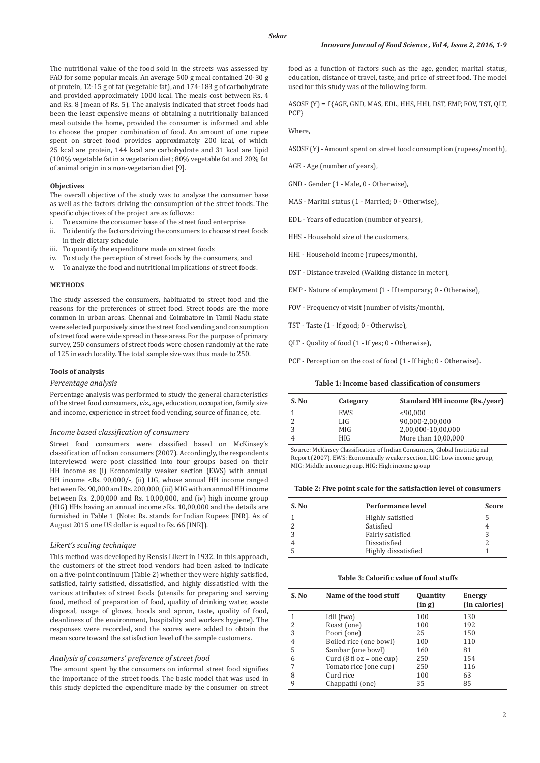The nutritional value of the food sold in the streets was assessed by FAO for some popular meals. An average 500 g meal contained 20-30 g of protein, 12-15 g of fat (vegetable fat), and 174-183 g of carbohydrate and provided approximately 1000 kcal. The meals cost between Rs. 4 and Rs. 8 (mean of Rs. 5). The analysis indicated that street foods had been the least expensive means of obtaining a nutritionally balanced meal outside the home, provided the consumer is informed and able to choose the proper combination of food. An amount of one rupee spent on street food provides approximately 200 kcal, of which 25 kcal are protein, 144 kcal are carbohydrate and 31 kcal are lipid (100% vegetable fat in a vegetarian diet; 80% vegetable fat and 20% fat of animal origin in a non-vegetarian diet [9].

**Objectives**

The overall objective of the study was to analyze the consumer base as well as the factors driving the consumption of the street foods. The specific objectives of the project are as follows:

i. To examine the consumer base of the street food enterprise
ii. To identify the factors driving the consumers to choose street foods in their dietary schedule
iii. To quantify the expenditure made on street foods
iv. To study the perception of street foods by the consumers, and
v. To analyze the food and nutritional implications of street foods.

## METHODS

The study assessed the consumers, habituated to street food and the reasons for the preferences of street food. Street foods are the more common in urban areas. Chennai and Coimbatore in Tamil Nadu state were selected purposively since the street food vending and consumption of street food were wide spread in these areas. For the purpose of primary survey, 250 consumers of street foods were chosen randomly at the rate of 125 in each locality. The total sample size was thus made to 250.

**Tools of analysis**

*Percentage analysis*

Percentage analysis was performed to study the general characteristics of the street food consumers, *viz.*, age, education, occupation, family size and income, experience in street food vending, source of finance, etc.

*Income based classification of consumers*

Street food consumers were classified based on McKinsey's classification of Indian consumers (2007). Accordingly, the respondents interviewed were post classified into four groups based on their HH income as (i) Economically weaker section (EWS) with annual HH income <Rs. 90,000/-, (ii) LIG, whose annual HH income ranged between Rs. 90,000 and Rs. 200,000, (iii) MIG with an annual HH income between Rs. 2,00,000 and Rs. 10,00,000, and (iv) high income group (HIG) HHs having an annual income >Rs. 10,00,000 and the details are furnished in Table 1 (Note: Rs. stands for Indian Rupees [INR]. As of August 2015 one US dollar is equal to Rs. 66 [INR]).

*Likert's scaling technique*

This method was developed by Rensis Likert in 1932. In this approach, the customers of the street food vendors had been asked to indicate on a five-point continuum (Table 2) whether they were highly satisfied, satisfied, fairly satisfied, dissatisfied, and highly dissatisfied with the various attributes of street foods (utensils for preparing and serving food, method of preparation of food, quality of drinking water, waste disposal, usage of gloves, hoods and apron, taste, quality of food, cleanliness of the environment, hospitality and workers hygiene). The responses were recorded, and the scores were added to obtain the mean score toward the satisfaction level of the sample customers.

*Analysis of consumers' preference of street food*

The amount spent by the consumers on informal street food signifies the importance of the street foods. The basic model that was used in this study depicted the expenditure made by the consumer on street food as a function of factors such as the age, gender, marital status, education, distance of travel, taste, and price of street food. The model used for this study was of the following form.

ASOSF (Y) = f {AGE, GND, MAS, EDL, HHS, HHI, DST, EMP, FOV, TST, QLT, PCF}

Where,

ASOSF (Y) - Amount spent on street food consumption (rupees/month),

AGE - Age (number of years),

GND - Gender (1 - Male, 0 - Otherwise),

MAS - Marital status (1 - Married; 0 - Otherwise),

EDL - Years of education (number of years),

HHS - Household size of the customers,

HHI - Household income (rupees/month),

DST - Distance traveled (Walking distance in meter),

EMP - Nature of employment (1 - If temporary; 0 - Otherwise),

FOV - Frequency of visit (number of visits/month),

TST - Taste (1 - If good; 0 - Otherwise),

QLT - Quality of food (1 - If yes; 0 - Otherwise),

PCF - Perception on the cost of food (1 - If high; 0 - Otherwise).

**Table 1: Income based classification of consumers**

| S. No | Category | Standard HH income (Rs./year) |
|---|---|---|
| 1 | EWS | <90,000 |
| 2 | LIG | 90,000-2,00,000 |
| 3 | MIG | 2,00,000-10,00,000 |
| 4 | HIG | More than 10,00,000 |

Source: McKinsey Classification of Indian Consumers, Global Institutional Report (2007). EWS: Economically weaker section, LIG: Low income group, MIG: Middle income group, HIG: High income group

**Table 2: Five point scale for the satisfaction level of consumers**

| S. No | Performance level | Score |
|---|---|---|
| 1 | Highly satisfied | 5 |
| 2 | Satisfied | 4 |
| 3 | Fairly satisfied | 3 |
| 4 | Dissatisfied | 2 |
| 5 | Highly dissatisfied | 1 |

**Table 3: Calorific value of food stuffs**

| S. No | Name of the food stuff | Quantity (in g) | Energy (in calories) |
|---|---|---|---|
| 1 | Idli (two) | 100 | 130 |
| 2 | Roast (one) | 100 | 192 |
| 3 | Poori (one) | 25 | 150 |
| 4 | Boiled rice (one bowl) | 100 | 110 |
| 5 | Sambar (one bowl) | 160 | 81 |
| 6 | Curd (8 fl oz = one cup) | 250 | 154 |
| 7 | Tomato rice (one cup) | 250 | 116 |
| 8 | Curd rice | 100 | 63 |
| 9 | Chappathi (one) | 35 | 85 |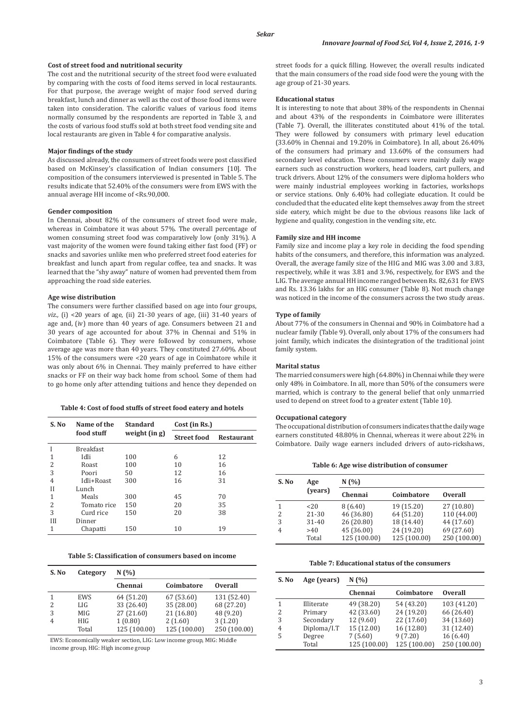### Cost of street food and nutritional security

The cost and the nutritional security of the street food were evaluated by comparing with the costs of food items served in local restaurants. For that purpose, the average weight of major food served during breakfast, lunch and dinner as well as the cost of those food items were taken into consideration. The calorific values of various food items normally consumed by the respondents are reported in Table 3, and the costs of various food stuffs sold at both street food vending site and local restaurants are given in Table 4 for comparative analysis.

### Major findings of the study

As discussed already, the consumers of street foods were post classified based on McKinsey's classification of Indian consumers [10]. The composition of the consumers interviewed is presented in Table 5. The results indicate that 52.40% of the consumers were from EWS with the annual average HH income of <Rs.90,000.

### Gender composition

In Chennai, about 82% of the consumers of street food were male, whereas in Coimbatore it was about 57%. The overall percentage of women consuming street food was comparatively low (only 31%). A vast majority of the women were found taking either fast food (FF) or snacks and savories unlike men who preferred street food eateries for breakfast and lunch apart from regular coffee, tea and snacks. It was learned that the "shy away" nature of women had prevented them from approaching the road side eateries.

### Age wise distribution

The consumers were further classified based on age into four groups, *viz.,* (i) <20 years of age, (ii) 21-30 years of age, (iii) 31-40 years of age and, (iv) more than 40 years of age. Consumers between 21 and 30 years of age accounted for about 37% in Chennai and 51% in Coimbatore (Table 6). They were followed by consumers, whose average age was more than 40 years. They constituted 27.60%. About 15% of the consumers were <20 years of age in Coimbatore while it was only about 6% in Chennai. They mainly preferred to have either snacks or FF on their way back home from school. Some of them had to go home only after attending tuitions and hence they depended on street foods for a quick filling. However, the overall results indicated that the main consumers of the road side food were the young with the age group of 21-30 years.

**Table 4: Cost of food stuffs of street food eatery and hotels**

| S. No | Name of the food stuff | Standard weight (in g) | Cost (in Rs.) | |
|---|---|---|---|---|
| | | | Street food | Restaurant |
| I | Breakfast | | | |
| 1 | Idli | 100 | 6 | 12 |
| 2 | Roast | 100 | 10 | 16 |
| 3 | Poori | 50 | 12 | 16 |
| 4 | Idli+Roast | 300 | 16 | 31 |
| II | Lunch | | | |
| 1 | Meals | 300 | 45 | 70 |
| 2 | Tomato rice | 150 | 20 | 35 |
| 3 | Curd rice | 150 | 20 | 38 |
| III | Dinner | | | |
| 1 | Chapatti | 150 | 10 | 19 |

**Table 5: Classification of consumers based on income**

| S. No | Category | N (%) | | |
|---|---|---|---|---|
| | | Chennai | Coimbatore | Overall |
| 1 | EWS | 64 (51.20) | 67 (53.60) | 131 (52.40) |
| 2 | LIG | 33 (26.40) | 35 (28.00) | 68 (27.20) |
| 3 | MIG | 27 (21.60) | 21 (16.80) | 48 (9.20) |
| 4 | HIG | 1 (0.80) | 2 (1.60) | 3 (1.20) |
| | Total | 125 (100.00) | 125 (100.00) | 250 (100.00) |

EWS: Economically weaker section, LIG: Low income group, MIG: Middle income group, HIG: High income group

### Educational status

It is interesting to note that about 38% of the respondents in Chennai and about 43% of the respondents in Coimbatore were illiterates (Table 7). Overall, the illiterates constituted about 41% of the total. They were followed by consumers with primary level education (33.60% in Chennai and 19.20% in Coimbatore). In all, about 26.40% of the consumers had primary and 13.60% of the consumers had secondary level education. These consumers were mainly daily wage earners such as construction workers, head loaders, cart pullers, and truck drivers. About 12% of the consumers were diploma holders who were mainly industrial employees working in factories, workshops or service stations. Only 6.40% had collegiate education. It could be concluded that the educated elite kept themselves away from the street side eatery, which might be due to the obvious reasons like lack of hygiene and quality, congestion in the vending site, etc.

### Family size and HH income

Family size and income play a key role in deciding the food spending habits of the consumers, and therefore, this information was analyzed. Overall, the average family size of the HIG and MIG was 3.00 and 3.83, respectively, while it was 3.81 and 3.96, respectively, for EWS and the LIG. The average annual HH income ranged between Rs. 82,631 for EWS and Rs. 13.36 lakhs for an HIG consumer (Table 8). Not much change was noticed in the income of the consumers across the two study areas.

### Type of family

About 77% of the consumers in Chennai and 90% in Coimbatore had a nuclear family (Table 9). Overall, only about 17% of the consumers had joint family, which indicates the disintegration of the traditional joint family system.

### Marital status

The married consumers were high (64.80%) in Chennai while they were only 48% in Coimbatore. In all, more than 50% of the consumers were married, which is contrary to the general belief that only unmarried used to depend on street food to a greater extent (Table 10).

### Occupational category

The occupational distribution of consumers indicates that the daily wage earners constituted 48.80% in Chennai, whereas it were about 22% in Coimbatore. Daily wage earners included drivers of auto-rickshaws,

**Table 6: Age wise distribution of consumer**

| S. No | Age (years) | N (%) | | |
|---|---|---|---|---|
| | | Chennai | Coimbatore | Overall |
| 1 | <20 | 8 (6.40) | 19 (15.20) | 27 (10.80) |
| 2 | 21-30 | 46 (36.80) | 64 (51.20) | 110 (44.00) |
| 3 | 31-40 | 26 (20.80) | 18 (14.40) | 44 (17.60) |
| 4 | >40 | 45 (36.00) | 24 (19.20) | 69 (27.60) |
| | Total | 125 (100.00) | 125 (100.00) | 250 (100.00) |

**Table 7: Educational status of the consumers**

| S. No | Age (years) | N (%) | | |
|---|---|---|---|---|
| | | Chennai | Coimbatore | Overall |
| 1 | Illiterate | 49 (38.20) | 54 (43.20) | 103 (41.20) |
| 2 | Primary | 42 (33.60) | 24 (19.20) | 66 (26.40) |
| 3 | Secondary | 12 (9.60) | 22 (17.60) | 34 (13.60) |
| 4 | Diploma/I.T | 15 (12.00) | 16 (12.80) | 31 (12.40) |
| 5 | Degree | 7 (5.60) | 9 (7.20) | 16 (6.40) |
| | Total | 125 (100.00) | 125 (100.00) | 250 (100.00) |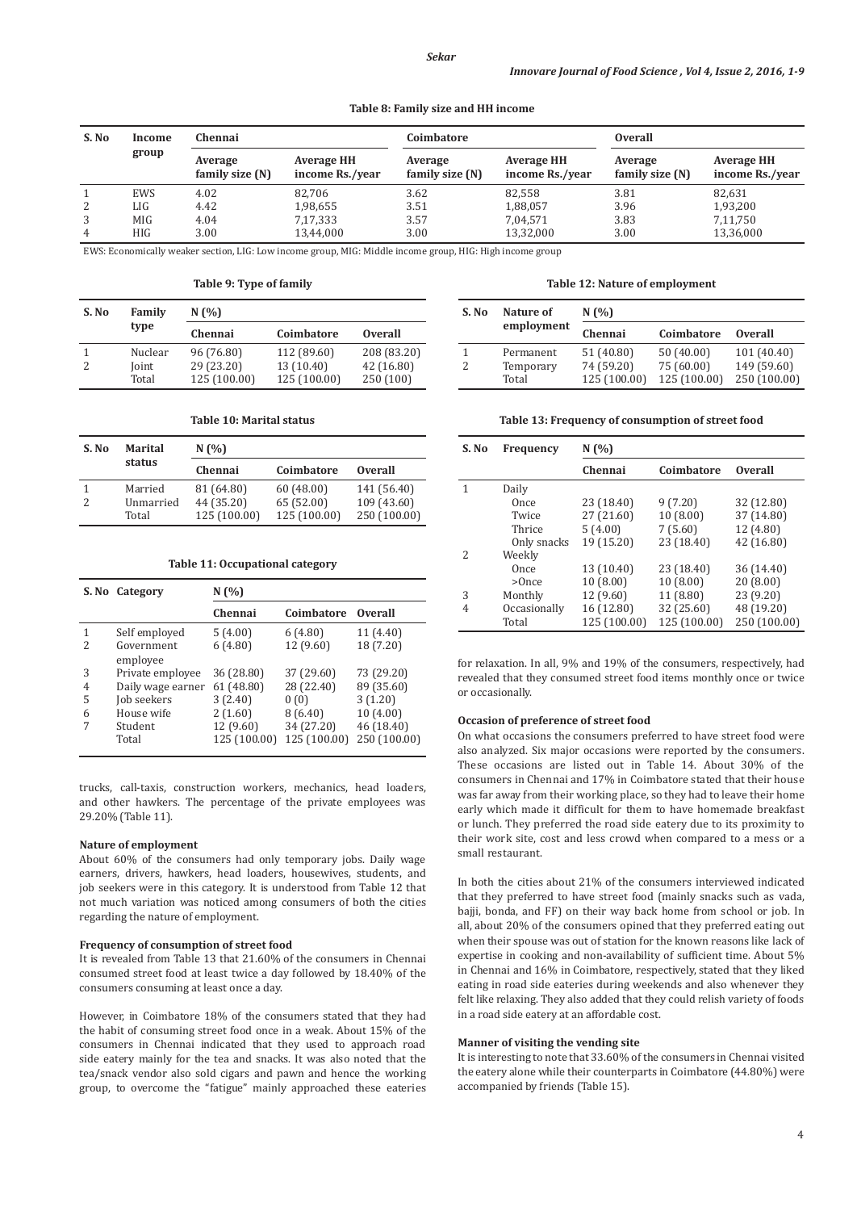**Table 8: Family size and HH income**

| S. No | Income group | Chennai | | Coimbatore | | Overall | |
|---|---|---|---|---|---|---|---|
| | | Average family size (N) | Average HH income Rs./year | Average family size (N) | Average HH income Rs./year | Average family size (N) | Average HH income Rs./year |
| 1 | EWS | 4.02 | 82,706 | 3.62 | 82,558 | 3.81 | 82,631 |
| 2 | LIG | 4.42 | 1,98,655 | 3.51 | 1,88,057 | 3.96 | 1,93,200 |
| 3 | MIG | 4.04 | 7,17,333 | 3.57 | 7,04,571 | 3.83 | 7,11,750 |
| 4 | HIG | 3.00 | 13,44,000 | 3.00 | 13,32,000 | 3.00 | 13,36,000 |

EWS: Economically weaker section, LIG: Low income group, MIG: Middle income group, HIG: High income group

**Table 9: Type of family**

| S. No | Family type | N (%) | | |
|---|---|---|---|---|
| | | Chennai | Coimbatore | Overall |
| 1 | Nuclear | 96 (76.80) | 112 (89.60) | 208 (83.20) |
| 2 | Joint | 29 (23.20) | 13 (10.40) | 42 (16.80) |
| | Total | 125 (100.00) | 125 (100.00) | 250 (100) |

**Table 10: Marital status**

| S. No | Marital status | N (%) | | |
|---|---|---|---|---|
| | | Chennai | Coimbatore | Overall |
| 1 | Married | 81 (64.80) | 60 (48.00) | 141 (56.40) |
| 2 | Unmarried | 44 (35.20) | 65 (52.00) | 109 (43.60) |
| | Total | 125 (100.00) | 125 (100.00) | 250 (100.00) |

**Table 11: Occupational category**

| S. No | Category | N (%) | | |
|---|---|---|---|---|
| | | Chennai | Coimbatore | Overall |
| 1 | Self employed | 5 (4.00) | 6 (4.80) | 11 (4.40) |
| 2 | Government employee | 6 (4.80) | 12 (9.60) | 18 (7.20) |
| 3 | Private employee | 36 (28.80) | 37 (29.60) | 73 (29.20) |
| 4 | Daily wage earner | 61 (48.80) | 28 (22.40) | 89 (35.60) |
| 5 | Job seekers | 3 (2.40) | 0 (0) | 3 (1.20) |
| 6 | House wife | 2 (1.60) | 8 (6.40) | 10 (4.00) |
| 7 | Student | 12 (9.60) | 34 (27.20) | 46 (18.40) |
| | Total | 125 (100.00) | 125 (100.00) | 250 (100.00) |

trucks, call-taxis, construction workers, mechanics, head loaders, and other hawkers. The percentage of the private employees was 29.20% (Table 11).

#### Nature of employment

About 60% of the consumers had only temporary jobs. Daily wage earners, drivers, hawkers, head loaders, housewives, students, and job seekers were in this category. It is understood from Table 12 that not much variation was noticed among consumers of both the cities regarding the nature of employment.

#### Frequency of consumption of street food

It is revealed from Table 13 that 21.60% of the consumers in Chennai consumed street food at least twice a day followed by 18.40% of the consumers consuming at least once a day.

However, in Coimbatore 18% of the consumers stated that they had the habit of consuming street food once in a weak. About 15% of the consumers in Chennai indicated that they used to approach road side eatery mainly for the tea and snacks. It was also noted that the tea/snack vendor also sold cigars and pawn and hence the working group, to overcome the "fatigue" mainly approached these eateries for relaxation. In all, 9% and 19% of the consumers, respectively, had revealed that they consumed street food items monthly once or twice or occasionally.

**Table 12: Nature of employment**

| S. No | Nature of employment | N (%) | | |
|---|---|---|---|---|
| | | Chennai | Coimbatore | Overall |
| 1 | Permanent | 51 (40.80) | 50 (40.00) | 101 (40.40) |
| 2 | Temporary | 74 (59.20) | 75 (60.00) | 149 (59.60) |
| | Total | 125 (100.00) | 125 (100.00) | 250 (100.00) |

**Table 13: Frequency of consumption of street food**

| S. No | Frequency | N (%) | | |
|---|---|---|---|---|
| | | Chennai | Coimbatore | Overall |
| 1 | Daily | | | |
| | Once | 23 (18.40) | 9 (7.20) | 32 (12.80) |
| | Twice | 27 (21.60) | 10 (8.00) | 37 (14.80) |
| | Thrice | 5 (4.00) | 7 (5.60) | 12 (4.80) |
| | Only snacks | 19 (15.20) | 23 (18.40) | 42 (16.80) |
| 2 | Weekly | | | |
| | Once | 13 (10.40) | 23 (18.40) | 36 (14.40) |
| | >Once | 10 (8.00) | 10 (8.00) | 20 (8.00) |
| 3 | Monthly | 12 (9.60) | 11 (8.80) | 23 (9.20) |
| 4 | Occasionally | 16 (12.80) | 32 (25.60) | 48 (19.20) |
| | Total | 125 (100.00) | 125 (100.00) | 250 (100.00) |

#### Occasion of preference of street food

On what occasions the consumers preferred to have street food were also analyzed. Six major occasions were reported by the consumers. These occasions are listed out in Table 14. About 30% of the consumers in Chennai and 17% in Coimbatore stated that their house was far away from their working place, so they had to leave their home early which made it difficult for them to have homemade breakfast or lunch. They preferred the road side eatery due to its proximity to their work site, cost and less crowd when compared to a mess or a small restaurant.

In both the cities about 21% of the consumers interviewed indicated that they preferred to have street food (mainly snacks such as vada, bajji, bonda, and FF) on their way back home from school or job. In all, about 20% of the consumers opined that they preferred eating out when their spouse was out of station for the known reasons like lack of expertise in cooking and non-availability of sufficient time. About 5% in Chennai and 16% in Coimbatore, respectively, stated that they liked eating in road side eateries during weekends and also whenever they felt like relaxing. They also added that they could relish variety of foods in a road side eatery at an affordable cost.

#### Manner of visiting the vending site

It is interesting to note that 33.60% of the consumers in Chennai visited the eatery alone while their counterparts in Coimbatore (44.80%) were accompanied by friends (Table 15).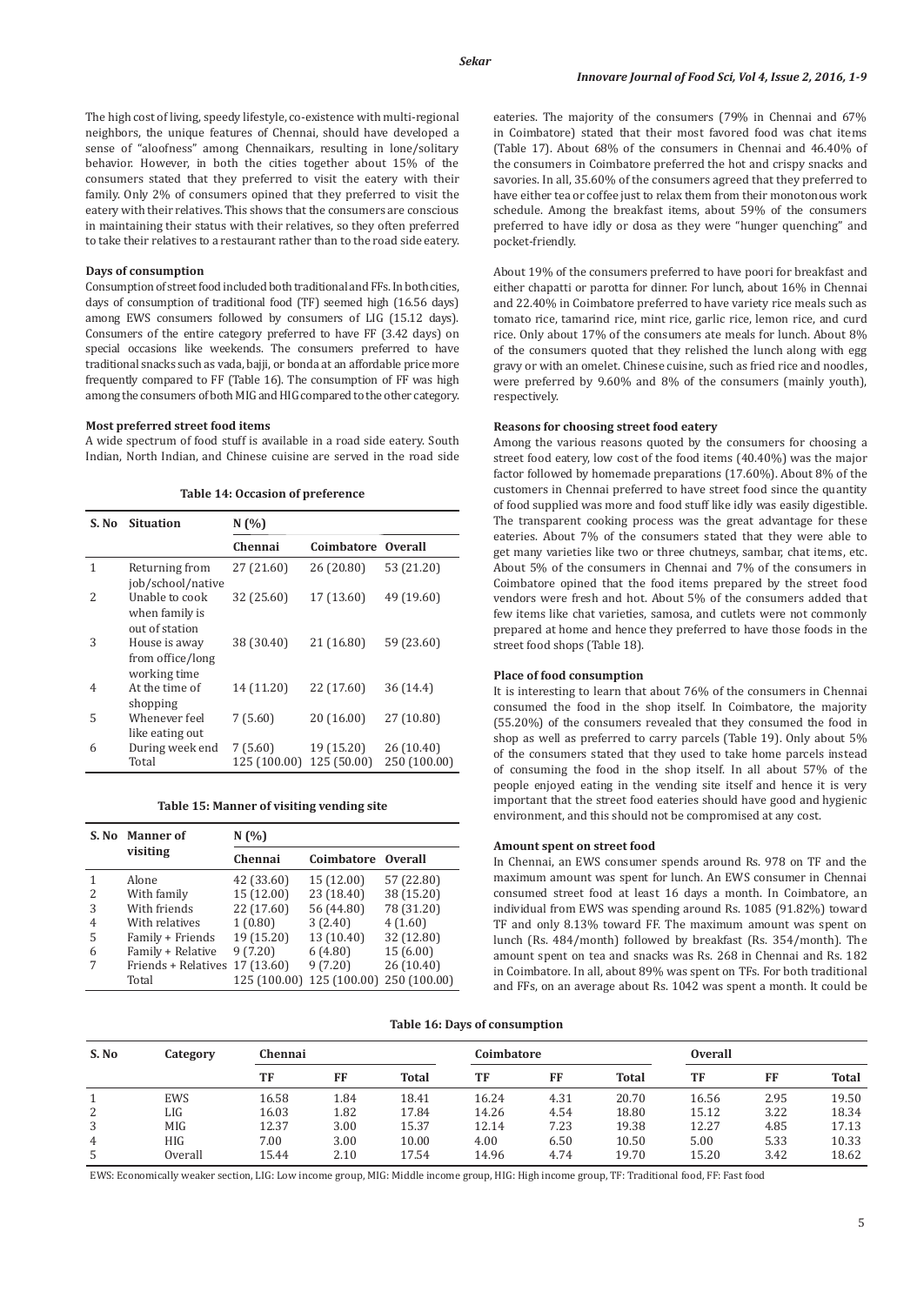The high cost of living, speedy lifestyle, co-existence with multi-regional neighbors, the unique features of Chennai, should have developed a sense of "aloofness" among Chennaikars, resulting in lone/solitary behavior. However, in both the cities together about 15% of the consumers stated that they preferred to visit the eatery with their family. Only 2% of consumers opined that they preferred to visit the eatery with their relatives. This shows that the consumers are conscious in maintaining their status with their relatives, so they often preferred to take their relatives to a restaurant rather than to the road side eatery.

**Days of consumption**

Consumption of street food included both traditional and FFs. In both cities, days of consumption of traditional food (TF) seemed high (16.56 days) among EWS consumers followed by consumers of LIG (15.12 days). Consumers of the entire category preferred to have FF (3.42 days) on special occasions like weekends. The consumers preferred to have traditional snacks such as vada, bajji, or bonda at an affordable price more frequently compared to FF (Table 16). The consumption of FF was high among the consumers of both MIG and HIG compared to the other category.

**Most preferred street food items**

A wide spectrum of food stuff is available in a road side eatery. South Indian, North Indian, and Chinese cuisine are served in the road side eateries. The majority of the consumers (79% in Chennai and 67% in Coimbatore) stated that their most favored food was chat items (Table 17). About 68% of the consumers in Chennai and 46.40% of the consumers in Coimbatore preferred the hot and crispy snacks and savories. In all, 35.60% of the consumers agreed that they preferred to have either tea or coffee just to relax them from their monotonous work schedule. Among the breakfast items, about 59% of the consumers preferred to have idly or dosa as they were "hunger quenching" and pocket-friendly.

About 19% of the consumers preferred to have poori for breakfast and either chapatti or parotta for dinner. For lunch, about 16% in Chennai and 22.40% in Coimbatore preferred to have variety rice meals such as tomato rice, tamarind rice, mint rice, garlic rice, lemon rice, and curd rice. Only about 17% of the consumers ate meals for lunch. About 8% of the consumers quoted that they relished the lunch along with egg gravy or with an omelet. Chinese cuisine, such as fried rice and noodles, were preferred by 9.60% and 8% of the consumers (mainly youth), respectively.

**Table 14: Occasion of preference**

| S. No | Situation | N (%) | | |
|---|---|---|---|---|
| | | Chennai | Coimbatore | Overall |
| 1 | Returning from job/school/native | 27 (21.60) | 26 (20.80) | 53 (21.20) |
| 2 | Unable to cook when family is out of station | 32 (25.60) | 17 (13.60) | 49 (19.60) |
| 3 | House is away from office/long working time | 38 (30.40) | 21 (16.80) | 59 (23.60) |
| 4 | At the time of shopping | 14 (11.20) | 22 (17.60) | 36 (14.4) |
| 5 | Whenever feel like eating out | 7 (5.60) | 20 (16.00) | 27 (10.80) |
| 6 | During week end | 7 (5.60) | 19 (15.20) | 26 (10.40) |
| | Total | 125 (100.00) | 125 (50.00) | 250 (100.00) |

**Table 15: Manner of visiting vending site**

| S. No | Manner of visiting | N (%) | | |
|---|---|---|---|---|
| | | Chennai | Coimbatore | Overall |
| 1 | Alone | 42 (33.60) | 15 (12.00) | 57 (22.80) |
| 2 | With family | 15 (12.00) | 23 (18.40) | 38 (15.20) |
| 3 | With friends | 22 (17.60) | 56 (44.80) | 78 (31.20) |
| 4 | With relatives | 1 (0.80) | 3 (2.40) | 4 (1.60) |
| 5 | Family + Friends | 19 (15.20) | 13 (10.40) | 32 (12.80) |
| 6 | Family + Relative | 9 (7.20) | 6 (4.80) | 15 (6.00) |
| 7 | Friends + Relatives | 17 (13.60) | 9 (7.20) | 26 (10.40) |
| | Total | 125 (100.00) | 125 (100.00) | 250 (100.00) |

**Reasons for choosing street food eatery**

Among the various reasons quoted by the consumers for choosing a street food eatery, low cost of the food items (40.40%) was the major factor followed by homemade preparations (17.60%). About 8% of the customers in Chennai preferred to have street food since the quantity of food supplied was more and food stuff like idly was easily digestible. The transparent cooking process was the great advantage for these eateries. About 7% of the consumers stated that they were able to get many varieties like two or three chutneys, sambar, chat items, etc. About 5% of the consumers in Chennai and 7% of the consumers in Coimbatore opined that the food items prepared by the street food vendors were fresh and hot. About 5% of the consumers added that few items like chat varieties, samosa, and cutlets were not commonly prepared at home and hence they preferred to have those foods in the street food shops (Table 18).

**Place of food consumption**

It is interesting to learn that about 76% of the consumers in Chennai consumed the food in the shop itself. In Coimbatore, the majority (55.20%) of the consumers revealed that they consumed the food in shop as well as preferred to carry parcels (Table 19). Only about 5% of the consumers stated that they used to take home parcels instead of consuming the food in the shop itself. In all about 57% of the people enjoyed eating in the vending site itself and hence it is very important that the street food eateries should have good and hygienic environment, and this should not be compromised at any cost.

**Amount spent on street food**

In Chennai, an EWS consumer spends around Rs. 978 on TF and the maximum amount was spent for lunch. An EWS consumer in Chennai consumed street food at least 16 days a month. In Coimbatore, an individual from EWS was spending around Rs. 1085 (91.82%) toward TF and only 8.13% toward FF. The maximum amount was spent on lunch (Rs. 484/month) followed by breakfast (Rs. 354/month). The amount spent on tea and snacks was Rs. 268 in Chennai and Rs. 182 in Coimbatore. In all, about 89% was spent on TFs. For both traditional and FFs, on an average about Rs. 1042 was spent a month. It could be

**Table 16: Days of consumption**

| S. No | Category | Chennai | | | Coimbatore | | | Overall | | |
|---|---|---|---|---|---|---|---|---|---|---|
| | | TF | FF | Total | TF | FF | Total | TF | FF | Total |
| 1 | EWS | 16.58 | 1.84 | 18.41 | 16.24 | 4.31 | 20.70 | 16.56 | 2.95 | 19.50 |
| 2 | LIG | 16.03 | 1.82 | 17.84 | 14.26 | 4.54 | 18.80 | 15.12 | 3.22 | 18.34 |
| 3 | MIG | 12.37 | 3.00 | 15.37 | 12.14 | 7.23 | 19.38 | 12.27 | 4.85 | 17.13 |
| 4 | HIG | 7.00 | 3.00 | 10.00 | 4.00 | 6.50 | 10.50 | 5.00 | 5.33 | 10.33 |
| 5 | Overall | 15.44 | 2.10 | 17.54 | 14.96 | 4.74 | 19.70 | 15.20 | 3.42 | 18.62 |

EWS: Economically weaker section, LIG: Low income group, MIG: Middle income group, HIG: High income group, TF: Traditional food, FF: Fast food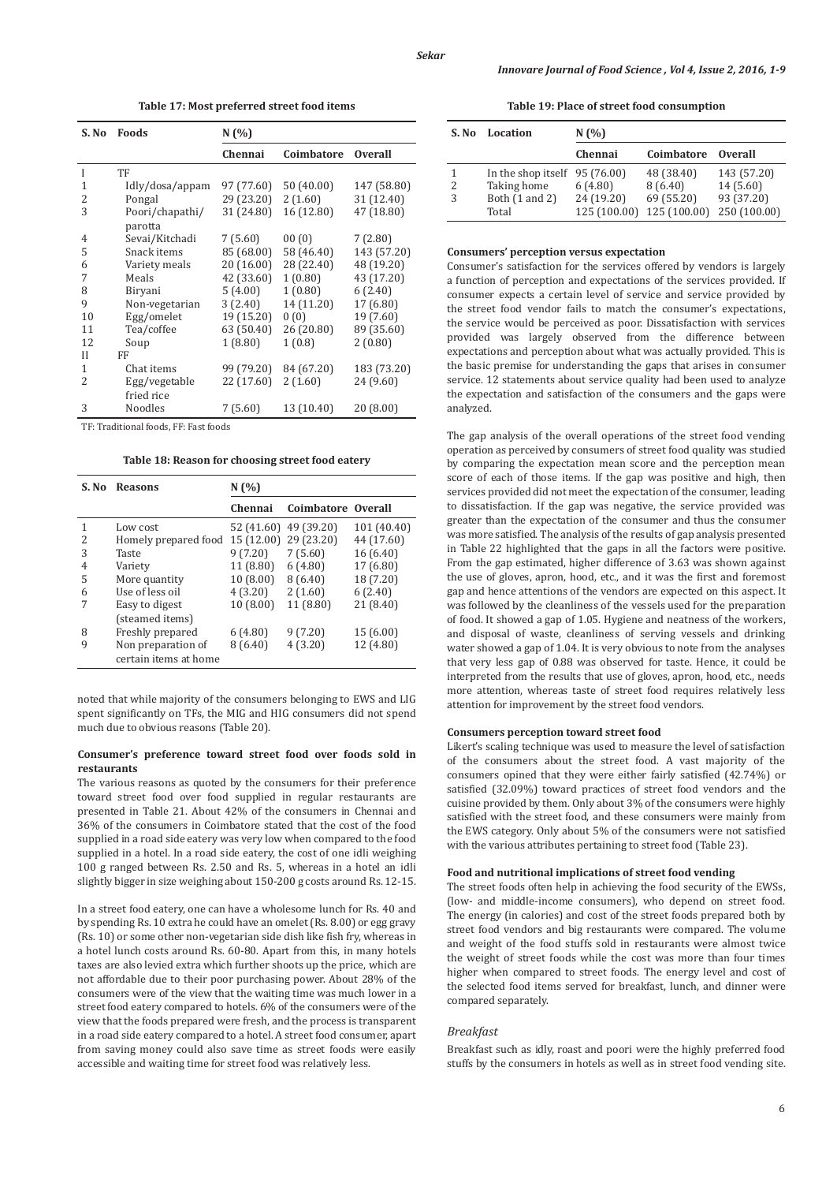**Table 17: Most preferred street food items**

| S. No | Foods | N (%) | | |
|---|---|---|---|---|
| | | Chennai | Coimbatore | Overall |
| I | TF | | | |
| 1 | Idly/dosa/appam | 97 (77.60) | 50 (40.00) | 147 (58.80) |
| 2 | Pongal | 29 (23.20) | 2 (1.60) | 31 (12.40) |
| 3 | Poori/chapathi/parotta | 31 (24.80) | 16 (12.80) | 47 (18.80) |
| 4 | Sevai/Kitchadi | 7 (5.60) | 00 (0) | 7 (2.80) |
| 5 | Snack items | 85 (68.00) | 58 (46.40) | 143 (57.20) |
| 6 | Variety meals | 20 (16.00) | 28 (22.40) | 48 (19.20) |
| 7 | Meals | 42 (33.60) | 1 (0.80) | 43 (17.20) |
| 8 | Biryani | 5 (4.00) | 1 (0.80) | 6 (2.40) |
| 9 | Non-vegetarian | 3 (2.40) | 14 (11.20) | 17 (6.80) |
| 10 | Egg/omelet | 19 (15.20) | 0 (0) | 19 (7.60) |
| 11 | Tea/coffee | 63 (50.40) | 26 (20.80) | 89 (35.60) |
| 12 | Soup | 1 (8.80) | 1 (0.8) | 2 (0.80) |
| II | FF | | | |
| 1 | Chat items | 99 (79.20) | 84 (67.20) | 183 (73.20) |
| 2 | Egg/vegetable fried rice | 22 (17.60) | 2 (1.60) | 24 (9.60) |
| 3 | Noodles | 7 (5.60) | 13 (10.40) | 20 (8.00) |

TF: Traditional foods, FF: Fast foods

**Table 18: Reason for choosing street food eatery**

| S. No | Reasons | N (%) | | |
|---|---|---|---|---|
| | | Chennai | Coimbatore | Overall |
| 1 | Low cost | 52 (41.60) | 49 (39.20) | 101 (40.40) |
| 2 | Homely prepared food | 15 (12.00) | 29 (23.20) | 44 (17.60) |
| 3 | Taste | 9 (7.20) | 7 (5.60) | 16 (6.40) |
| 4 | Variety | 11 (8.80) | 6 (4.80) | 17 (6.80) |
| 5 | More quantity | 10 (8.00) | 8 (6.40) | 18 (7.20) |
| 6 | Use of less oil | 4 (3.20) | 2 (1.60) | 6 (2.40) |
| 7 | Easy to digest (steamed items) | 10 (8.00) | 11 (8.80) | 21 (8.40) |
| 8 | Freshly prepared | 6 (4.80) | 9 (7.20) | 15 (6.00) |
| 9 | Non preparation of certain items at home | 8 (6.40) | 4 (3.20) | 12 (4.80) |

noted that while majority of the consumers belonging to EWS and LIG spent significantly on TFs, the MIG and HIG consumers did not spend much due to obvious reasons (Table 20).

**Consumer's preference toward street food over foods sold in restaurants**

The various reasons as quoted by the consumers for their preference toward street food over food supplied in regular restaurants are presented in Table 21. About 42% of the consumers in Chennai and 36% of the consumers in Coimbatore stated that the cost of the food supplied in a road side eatery was very low when compared to the food supplied in a hotel. In a road side eatery, the cost of one idli weighing 100 g ranged between Rs. 2.50 and Rs. 5, whereas in a hotel an idli slightly bigger in size weighing about 150-200 g costs around Rs. 12-15.

In a street food eatery, one can have a wholesome lunch for Rs. 40 and by spending Rs. 10 extra he could have an omelet (Rs. 8.00) or egg gravy (Rs. 10) or some other non-vegetarian side dish like fish fry, whereas in a hotel lunch costs around Rs. 60-80. Apart from this, in many hotels taxes are also levied extra which further shoots up the price, which are not affordable due to their poor purchasing power. About 28% of the consumers were of the view that the waiting time was much lower in a street food eatery compared to hotels. 6% of the consumers were of the view that the foods prepared were fresh, and the process is transparent in a road side eatery compared to a hotel. A street food consumer, apart from saving money could also save time as street foods were easily accessible and waiting time for street food was relatively less.

**Table 19: Place of street food consumption**

| S. No | Location | N (%) | | |
|---|---|---|---|---|
| | | Chennai | Coimbatore | Overall |
| 1 | In the shop itself | 95 (76.00) | 48 (38.40) | 143 (57.20) |
| 2 | Taking home | 6 (4.80) | 8 (6.40) | 14 (5.60) |
| 3 | Both (1 and 2) | 24 (19.20) | 69 (55.20) | 93 (37.20) |
| | Total | 125 (100.00) | 125 (100.00) | 250 (100.00) |

**Consumers' perception versus expectation**

Consumer's satisfaction for the services offered by vendors is largely a function of perception and expectations of the services provided. If consumer expects a certain level of service and service provided by the street food vendor fails to match the consumer's expectations, the service would be perceived as poor. Dissatisfaction with services provided was largely observed from the difference between expectations and perception about what was actually provided. This is the basic premise for understanding the gaps that arises in consumer service. 12 statements about service quality had been used to analyze the expectation and satisfaction of the consumers and the gaps were analyzed.

The gap analysis of the overall operations of the street food vending operation as perceived by consumers of street food quality was studied by comparing the expectation mean score and the perception mean score of each of those items. If the gap was positive and high, then services provided did not meet the expectation of the consumer, leading to dissatisfaction. If the gap was negative, the service provided was greater than the expectation of the consumer and thus the consumer was more satisfied. The analysis of the results of gap analysis presented in Table 22 highlighted that the gaps in all the factors were positive. From the gap estimated, higher difference of 3.63 was shown against the use of gloves, apron, hood, etc., and it was the first and foremost gap and hence attentions of the vendors are expected on this aspect. It was followed by the cleanliness of the vessels used for the preparation of food. It showed a gap of 1.05. Hygiene and neatness of the workers, and disposal of waste, cleanliness of serving vessels and drinking water showed a gap of 1.04. It is very obvious to note from the analyses that very less gap of 0.88 was observed for taste. Hence, it could be interpreted from the results that use of gloves, apron, hood, etc., needs more attention, whereas taste of street food requires relatively less attention for improvement by the street food vendors.

**Consumers perception toward street food**

Likert's scaling technique was used to measure the level of satisfaction of the consumers about the street food. A vast majority of the consumers opined that they were either fairly satisfied (42.74%) or satisfied (32.09%) toward practices of street food vendors and the cuisine provided by them. Only about 3% of the consumers were highly satisfied with the street food, and these consumers were mainly from the EWS category. Only about 5% of the consumers were not satisfied with the various attributes pertaining to street food (Table 23).

**Food and nutritional implications of street food vending**

The street foods often help in achieving the food security of the EWSs, (low- and middle-income consumers), who depend on street food. The energy (in calories) and cost of the street foods prepared both by street food vendors and big restaurants were compared. The volume and weight of the food stuffs sold in restaurants were almost twice the weight of street foods while the cost was more than four times higher when compared to street foods. The energy level and cost of the selected food items served for breakfast, lunch, and dinner were compared separately.

*Breakfast*

Breakfast such as idly, roast and poori were the highly preferred food stuffs by the consumers in hotels as well as in street food vending site.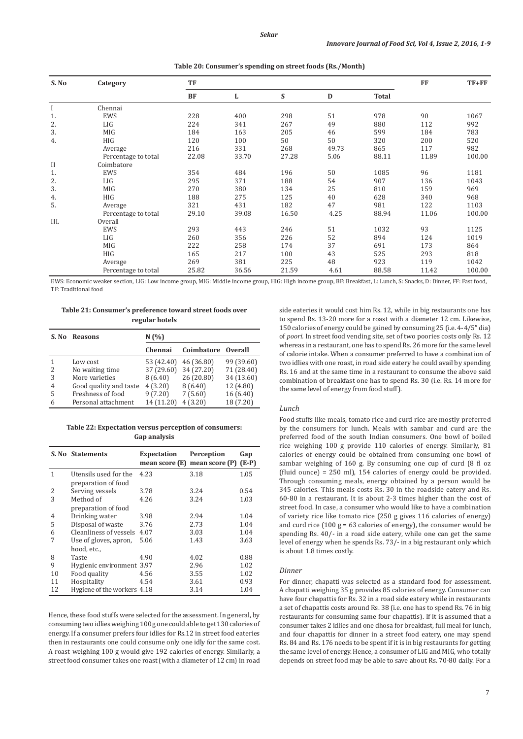**Table 20: Consumer's spending on street foods (Rs./Month)**

| S. No | Category | TF | | | | | FF | TF+FF |
|---|---|---|---|---|---|---|---|---|
| | | BF | L | S | D | Total | | |
| I | Chennai | | | | | | | |
| 1. | EWS | 228 | 400 | 298 | 51 | 978 | 90 | 1067 |
| 2. | LIG | 224 | 341 | 267 | 49 | 880 | 112 | 992 |
| 3. | MIG | 184 | 163 | 205 | 46 | 599 | 184 | 783 |
| 4. | HIG | 120 | 100 | 50 | 50 | 320 | 200 | 520 |
| | Average | 216 | 331 | 268 | 49.73 | 865 | 117 | 982 |
| | Percentage to total | 22.08 | 33.70 | 27.28 | 5.06 | 88.11 | 11.89 | 100.00 |
| II | Coimbatore | | | | | | | |
| 1. | EWS | 354 | 484 | 196 | 50 | 1085 | 96 | 1181 |
| 2. | LIG | 295 | 371 | 188 | 54 | 907 | 136 | 1043 |
| 3. | MIG | 270 | 380 | 134 | 25 | 810 | 159 | 969 |
| 4. | HIG | 188 | 275 | 125 | 40 | 628 | 340 | 968 |
| 5. | Average | 321 | 431 | 182 | 47 | 981 | 122 | 1103 |
| | Percentage to total | 29.10 | 39.08 | 16.50 | 4.25 | 88.94 | 11.06 | 100.00 |
| III. | Overall | | | | | | | |
| | EWS | 293 | 443 | 246 | 51 | 1032 | 93 | 1125 |
| | LIG | 260 | 356 | 226 | 52 | 894 | 124 | 1019 |
| | MIG | 222 | 258 | 174 | 37 | 691 | 173 | 864 |
| | HIG | 165 | 217 | 100 | 43 | 525 | 293 | 818 |
| | Average | 269 | 381 | 225 | 48 | 923 | 119 | 1042 |
| | Percentage to total | 25.82 | 36.56 | 21.59 | 4.61 | 88.58 | 11.42 | 100.00 |

EWS: Economic weaker section, LIG: Low income group, MIG: Middle income group, HIG: High income group, BF: Breakfast, L: Lunch, S: Snacks, D: Dinner, FF: Fast food, TF: Traditional food

**Table 21: Consumer's preference toward street foods over regular hotels**

| S. No | Reasons | N (%) | | |
|---|---|---|---|---|
| | | Chennai | Coimbatore | Overall |
| 1 | Low cost | 53 (42.40) | 46 (36.80) | 99 (39.60) |
| 2 | No waiting time | 37 (29.60) | 34 (27.20) | 71 (28.40) |
| 3 | More varieties | 8 (6.40) | 26 (20.80) | 34 (13.60) |
| 4 | Good quality and taste | 4 (3.20) | 8 (6.40) | 12 (4.80) |
| 5 | Freshness of food | 9 (7.20) | 7 (5.60) | 16 (6.40) |
| 6 | Personal attachment | 14 (11.20) | 4 (3.20) | 18 (7.20) |

**Table 22: Expectation versus perception of consumers: Gap analysis**

| S. No | Statements | Expectation mean score (E) | Perception mean score (P) | Gap (E-P) |
|---|---|---|---|---|
| 1 | Utensils used for the preparation of food | 4.23 | 3.18 | 1.05 |
| 2 | Serving vessels | 3.78 | 3.24 | 0.54 |
| 3 | Method of preparation of food | 4.26 | 3.24 | 1.03 |
| 4 | Drinking water | 3.98 | 2.94 | 1.04 |
| 5 | Disposal of waste | 3.76 | 2.73 | 1.04 |
| 6 | Cleanliness of vessels | 4.07 | 3.03 | 1.04 |
| 7 | Use of gloves, apron, hood, etc., | 5.06 | 1.43 | 3.63 |
| 8 | Taste | 4.90 | 4.02 | 0.88 |
| 9 | Hygienic environment | 3.97 | 2.96 | 1.02 |
| 10 | Food quality | 4.56 | 3.55 | 1.02 |
| 11 | Hospitality | 4.54 | 3.61 | 0.93 |
| 12 | Hygiene of the workers | 4.18 | 3.14 | 1.04 |

Hence, these food stuffs were selected for the assessment. In general, by consuming two idlies weighing 100 g one could able to get 130 calories of energy. If a consumer prefers four idlies for Rs.12 in street food eateries then in restaurants one could consume only one idly for the same cost. A roast weighing 100 g would give 192 calories of energy. Similarly, a street food consumer takes one roast (with a diameter of 12 cm) in road side eateries it would cost him Rs. 12, while in big restaurants one has to spend Rs. 13-20 more for a roast with a diameter 12 cm. Likewise, 150 calories of energy could be gained by consuming 25 (i.e. 4-4/5" dia) of *poori*. In street food vending site, set of two poories costs only Rs. 12 whereas in a restaurant, one has to spend Rs. 26 more for the same level of calorie intake. When a consumer preferred to have a combination of two idlies with one roast, in road side eatery he could avail by spending Rs. 16 and at the same time in a restaurant to consume the above said combination of breakfast one has to spend Rs. 30 (i.e. Rs. 14 more for the same level of energy from food stuff).

### Lunch

Food stuffs like meals, tomato rice and curd rice are mostly preferred by the consumers for lunch. Meals with sambar and curd are the preferred food of the south Indian consumers. One bowl of boiled rice weighing 100 g provide 110 calories of energy. Similarly, 81 calories of energy could be obtained from consuming one bowl of sambar weighing of 160 g. By consuming one cup of curd (8 fl oz (fluid ounce) = 250 ml), 154 calories of energy could be provided. Through consuming meals, energy obtained by a person would be 345 calories. This meals costs Rs. 30 in the roadside eatery and Rs. 60-80 in a restaurant. It is about 2-3 times higher than the cost of street food. In case, a consumer who would like to have a combination of variety rice like tomato rice (250 g gives 116 calories of energy) and curd rice (100 g = 63 calories of energy), the consumer would be spending Rs. 40/- in a road side eatery, while one can get the same level of energy when he spends Rs. 73/- in a big restaurant only which is about 1.8 times costly.

### Dinner

For dinner, chapatti was selected as a standard food for assessment. A chapatti weighing 35 g provides 85 calories of energy. Consumer can have four chapattis for Rs. 32 in a road side eatery while in restaurants a set of chapattis costs around Rs. 38 (i.e. one has to spend Rs. 76 in big restaurants for consuming same four chapattis). If it is assumed that a consumer takes 2 idlies and one dhosa for breakfast, full meal for lunch, and four chapattis for dinner in a street food eatery, one may spend Rs. 84 and Rs. 176 needs to be spent if it is in big restaurants for getting the same level of energy. Hence, a consumer of LIG and MIG, who totally depends on street food may be able to save about Rs. 70-80 daily. For a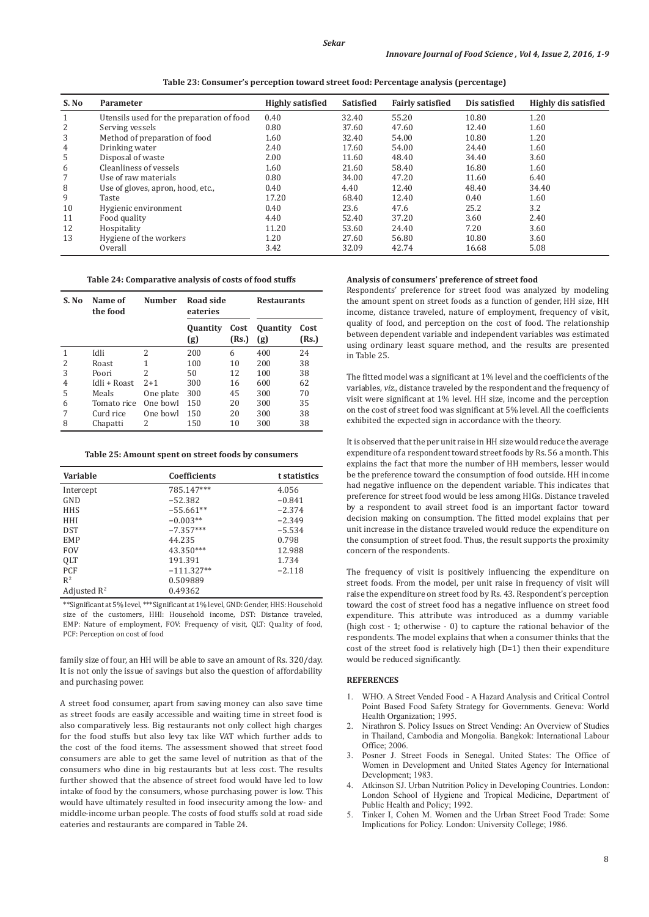**Table 23: Consumer's perception toward street food: Percentage analysis (percentage)**

| S. No | Parameter | Highly satisfied | Satisfied | Fairly satisfied | Dis satisfied | Highly dis satisfied |
|---|---|---|---|---|---|---|
| 1 | Utensils used for the preparation of food | 0.40 | 32.40 | 55.20 | 10.80 | 1.20 |
| 2 | Serving vessels | 0.80 | 37.60 | 47.60 | 12.40 | 1.60 |
| 3 | Method of preparation of food | 1.60 | 32.40 | 54.00 | 10.80 | 1.20 |
| 4 | Drinking water | 2.40 | 17.60 | 54.00 | 24.40 | 1.60 |
| 5 | Disposal of waste | 2.00 | 11.60 | 48.40 | 34.40 | 3.60 |
| 6 | Cleanliness of vessels | 1.60 | 21.60 | 58.40 | 16.80 | 1.60 |
| 7 | Use of raw materials | 0.80 | 34.00 | 47.20 | 11.60 | 6.40 |
| 8 | Use of gloves, apron, hood, etc., | 0.40 | 4.40 | 12.40 | 48.40 | 34.40 |
| 9 | Taste | 17.20 | 68.40 | 12.40 | 0.40 | 1.60 |
| 10 | Hygienic environment | 0.40 | 23.6 | 47.6 | 25.2 | 3.2 |
| 11 | Food quality | 4.40 | 52.40 | 37.20 | 3.60 | 2.40 |
| 12 | Hospitality | 11.20 | 53.60 | 24.40 | 7.20 | 3.60 |
| 13 | Hygiene of the workers | 1.20 | 27.60 | 56.80 | 10.80 | 3.60 |
| | Overall | 3.42 | 32.09 | 42.74 | 16.68 | 5.08 |

**Table 24: Comparative analysis of costs of food stuffs**

| S. No | Name of the food | Number | Road side eateries | | Restaurants | |
|---|---|---|---|---|---|---|
| | | | Quantity (g) | Cost (Rs.) | Quantity (g) | Cost (Rs.) |
| 1 | Idli | 2 | 200 | 6 | 400 | 24 |
| 2 | Roast | 1 | 100 | 10 | 200 | 38 |
| 3 | Poori | 2 | 50 | 12 | 100 | 38 |
| 4 | Idli + Roast | 2+1 | 300 | 16 | 600 | 62 |
| 5 | Meals | One plate | 300 | 45 | 300 | 70 |
| 6 | Tomato rice | One bowl | 150 | 20 | 300 | 35 |
| 7 | Curd rice | One bowl | 150 | 20 | 300 | 38 |
| 8 | Chapatti | 2 | 150 | 10 | 300 | 38 |

**Table 25: Amount spent on street foods by consumers**

| Variable | Coefficients | t statistics |
|---|---|---|
| Intercept | 785.147*** | 4.056 |
| GND | −52.382 | −0.841 |
| HHS | −55.661** | −2.374 |
| HHI | −0.003** | −2.349 |
| DST | −7.357*** | −5.534 |
| EMP | 44.235 | 0.798 |
| FOV | 43.350*** | 12.988 |
| QLT | 191.391 | 1.734 |
| PCF | −111.327** | −2.118 |
| $R^2$ | 0.509889 | |
| Adjusted $R^2$ | 0.49362 | |

**Significant at 5% level, ***Significant at 1% level, GND: Gender, HHS: Household size of the customers, HHI: Household income, DST: Distance traveled, EMP: Nature of employment, FOV: Frequency of visit, QLT: Quality of food, PCF: Perception on cost of food

family size of four, an HH will be able to save an amount of Rs. 320/day. It is not only the issue of savings but also the question of affordability and purchasing power.

A street food consumer, apart from saving money can also save time as street foods are easily accessible and waiting time in street food is also comparatively less. Big restaurants not only collect high charges for the food stuffs but also levy tax like VAT which further adds to the cost of the food items. The assessment showed that street food consumers are able to get the same level of nutrition as that of the consumers who dine in big restaurants but at less cost. The results further showed that the absence of street food would have led to low intake of food by the consumers, whose purchasing power is low. This would have ultimately resulted in food insecurity among the low- and middle-income urban people. The costs of food stuffs sold at road side eateries and restaurants are compared in Table 24.

**Analysis of consumers' preference of street food**

Respondents' preference for street food was analyzed by modeling the amount spent on street foods as a function of gender, HH size, HH income, distance traveled, nature of employment, frequency of visit, quality of food, and perception on the cost of food. The relationship between dependent variable and independent variables was estimated using ordinary least square method, and the results are presented in Table 25.

The fitted model was a significant at 1% level and the coefficients of the variables, *viz.,* distance traveled by the respondent and the frequency of visit were significant at 1% level. HH size, income and the perception on the cost of street food was significant at 5% level. All the coefficients exhibited the expected sign in accordance with the theory.

It is observed that the per unit raise in HH size would reduce the average expenditure of a respondent toward street foods by Rs. 56 a month. This explains the fact that more the number of HH members, lesser would be the preference toward the consumption of food outside. HH income had negative influence on the dependent variable. This indicates that preference for street food would be less among HIGs. Distance traveled by a respondent to avail street food is an important factor toward decision making on consumption. The fitted model explains that per unit increase in the distance traveled would reduce the expenditure on the consumption of street food. Thus, the result supports the proximity concern of the respondents.

The frequency of visit is positively influencing the expenditure on street foods. From the model, per unit raise in frequency of visit will raise the expenditure on street food by Rs. 43. Respondent's perception toward the cost of street food has a negative influence on street food expenditure. This attribute was introduced as a dummy variable (high cost - 1; otherwise - 0) to capture the rational behavior of the respondents. The model explains that when a consumer thinks that the cost of the street food is relatively high (D=1) then their expenditure would be reduced significantly.

## REFERENCES

1. WHO. A Street Vended Food - A Hazard Analysis and Critical Control Point Based Food Safety Strategy for Governments. Geneva: World Health Organization; 1995.
2. Nirathron S. Policy Issues on Street Vending: An Overview of Studies in Thailand, Cambodia and Mongolia. Bangkok: International Labour Office; 2006.
3. Posner J. Street Foods in Senegal. United States: The Office of Women in Development and United States Agency for International Development; 1983.
4. Atkinson SJ. Urban Nutrition Policy in Developing Countries. London: London School of Hygiene and Tropical Medicine, Department of Public Health and Policy; 1992.
5. Tinker I, Cohen M. Women and the Urban Street Food Trade: Some Implications for Policy. London: University College; 1986.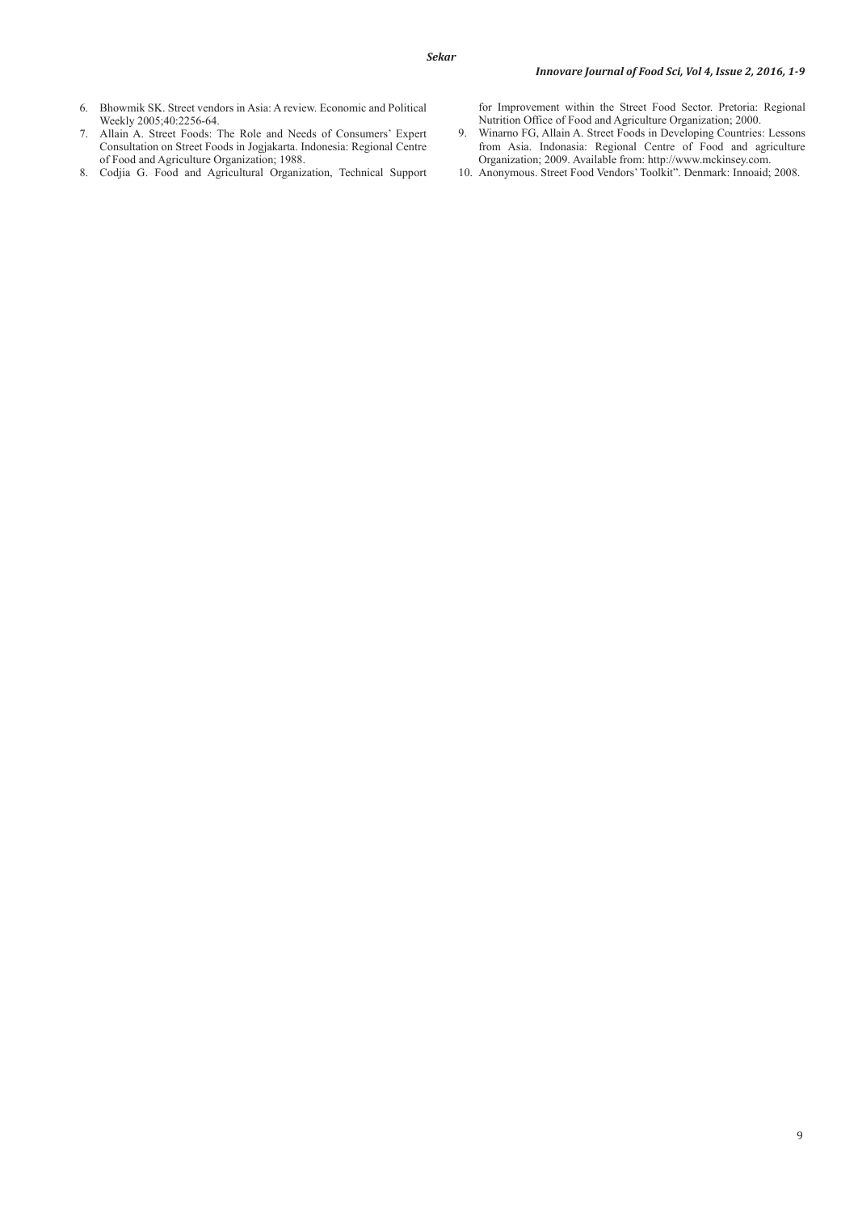6. Bhowmik SK. Street vendors in Asia: A review. Economic and Political Weekly 2005;40:2256-64.
7. Allain A. Street Foods: The Role and Needs of Consumers' Expert Consultation on Street Foods in Jogjakarta. Indonesia: Regional Centre of Food and Agriculture Organization; 1988.
8. Codjia G. Food and Agricultural Organization, Technical Support for Improvement within the Street Food Sector. Pretoria: Regional Nutrition Office of Food and Agriculture Organization; 2000.
9. Winarno FG, Allain A. Street Foods in Developing Countries: Lessons from Asia. Indonasia: Regional Centre of Food and agriculture Organization; 2009. Available from: http://www.mckinsey.com.
10. Anonymous. Street Food Vendors' Toolkit". Denmark: Innoaid; 2008.